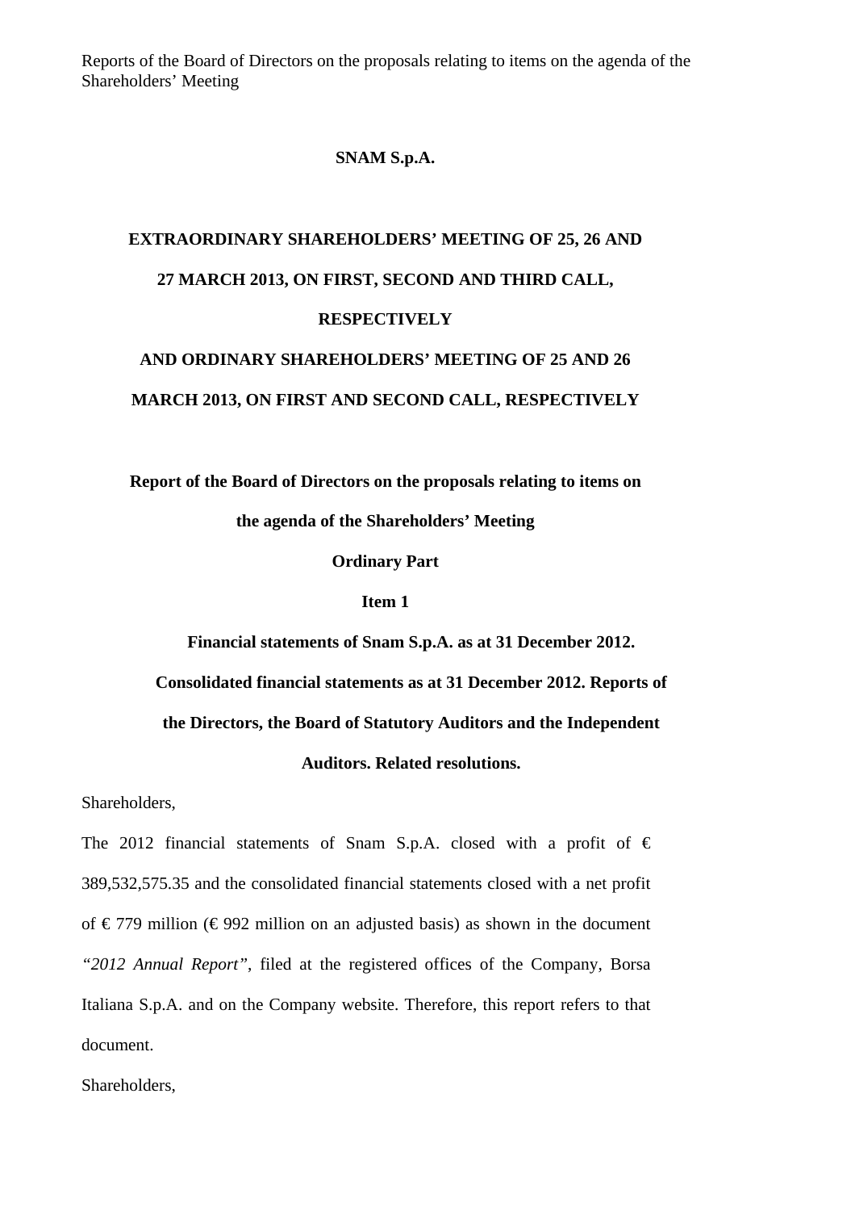Reports of the Board of Directors on the proposals relating to items on the agenda of the Shareholders' Meeting

# SNAM S.p.A.

## EXTRAORDINARY SHAREHOLDERS' MEETING OF 25, 26 AND 27 MARCH 2013, ON FIRST, SECOND AND THIRD CALL, RESPECTIVELY AND ORDINARY SHAREHOLDERS' MEETING OF 25 AND 26 MARCH 2013, ON FIRST AND SECOND CALL, RESPECTIVELY

## Report of the Board of Directors on the proposals relating to items on the agenda of the Shareholders' Meeting

### Ordinary Part

### Item 1

### Financial statements of Snam S.p.A. as at 31 December 2012. Consolidated financial statements as at 31 December 2012. Reports of the Directors, the Board of Statutory Auditors and the Independent Auditors. Related resolutions.

Shareholders,

The 2012 financial statements of Snam S.p.A. closed with a profit of € 389,532,575.35 and the consolidated financial statements closed with a net profit of € 779 million (€ 992 million on an adjusted basis) as shown in the document *"2012 Annual Report"*, filed at the registered offices of the Company, Borsa Italiana S.p.A. and on the Company website. Therefore, this report refers to that document.

Shareholders,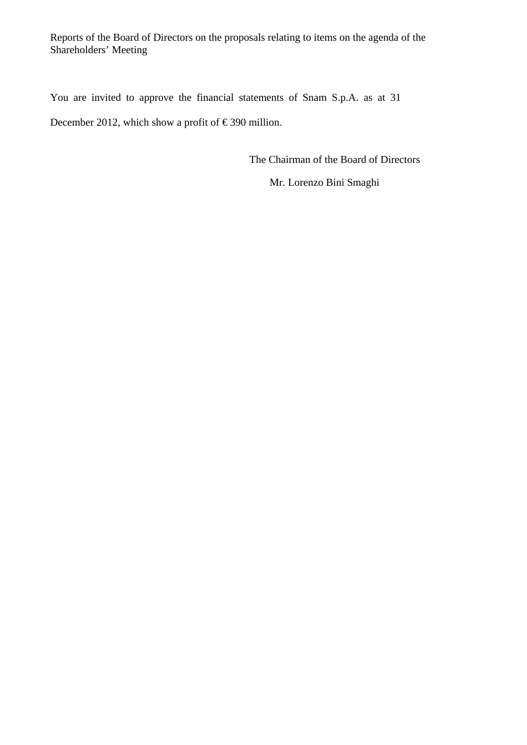Reports of the Board of Directors on the proposals relating to items on the agenda of the Shareholders' Meeting

You are invited to approve the financial statements of Snam S.p.A. as at 31 December 2012, which show a profit of € 390 million.

The Chairman of the Board of Directors

Mr. Lorenzo Bini Smaghi